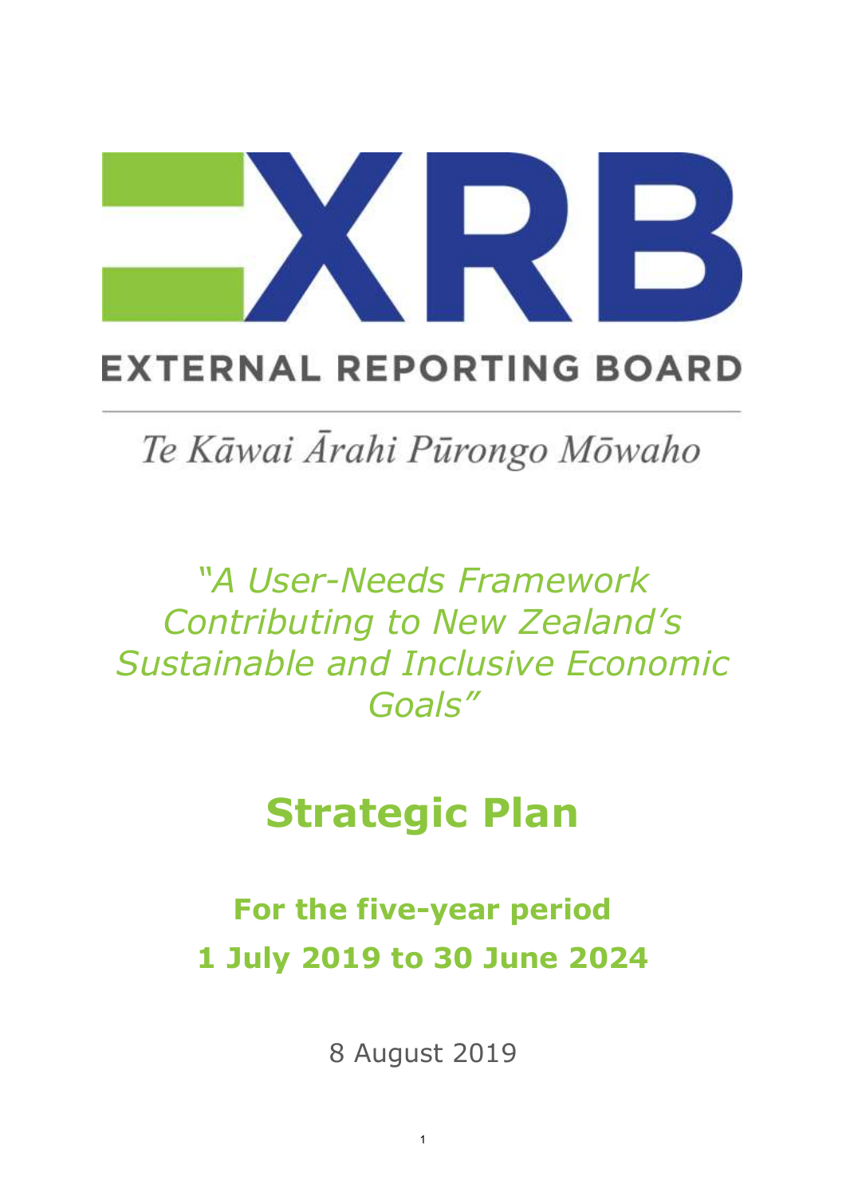# EXTERNAL REPORTING BOARD

*Te Kāwai Ārahi Pūrongo Mōwaho*

*"A User-Needs Framework Contributing to New Zealand's Sustainable and Inclusive Economic Goals"*

# Strategic Plan

## For the five-year period 1 July 2019 to 30 June 2024

8 August 2019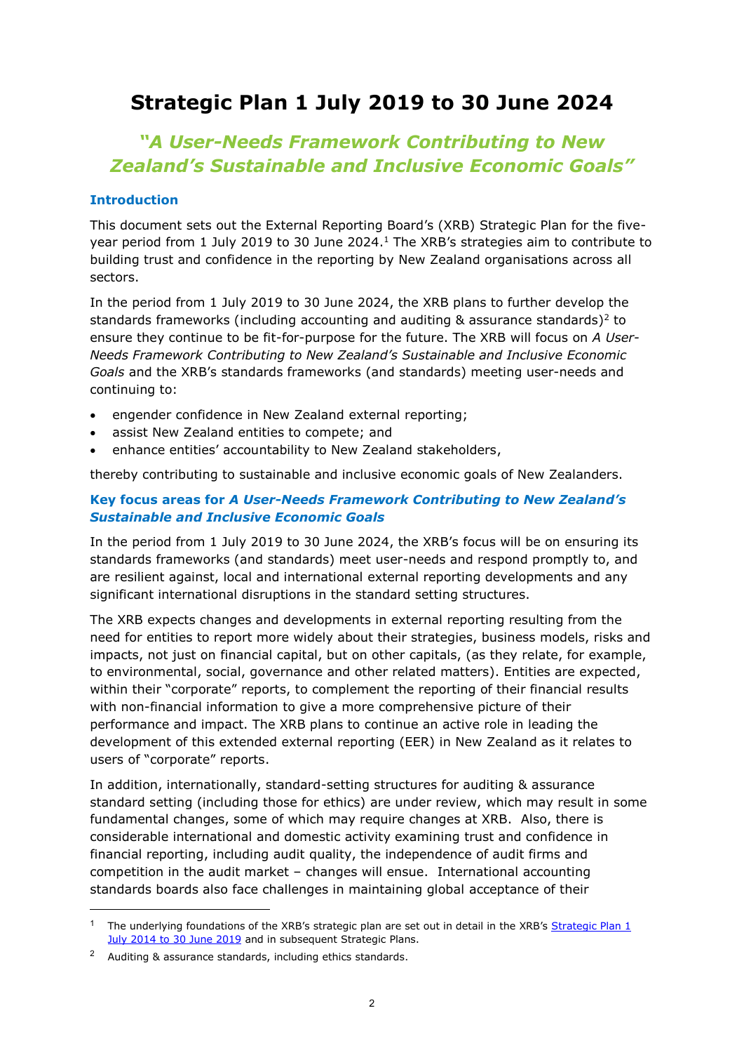# Strategic Plan 1 July 2019 to 30 June 2024

## *"A User-Needs Framework Contributing to New Zealand's Sustainable and Inclusive Economic Goals"*

### Introduction

This document sets out the External Reporting Board's (XRB) Strategic Plan for the five-year period from 1 July 2019 to 30 June 2024.[1] The XRB's strategies aim to contribute to building trust and confidence in the reporting by New Zealand organisations across all sectors.

In the period from 1 July 2019 to 30 June 2024, the XRB plans to further develop the standards frameworks (including accounting and auditing & assurance standards)[2] to ensure they continue to be fit-for-purpose for the future. The XRB will focus on *A User-Needs Framework Contributing to New Zealand's Sustainable and Inclusive Economic Goals* and the XRB's standards frameworks (and standards) meeting user-needs and continuing to:

- engender confidence in New Zealand external reporting;
- assist New Zealand entities to compete; and
- enhance entities' accountability to New Zealand stakeholders,

thereby contributing to sustainable and inclusive economic goals of New Zealanders.

### Key focus areas for *A User-Needs Framework Contributing to New Zealand's Sustainable and Inclusive Economic Goals*

In the period from 1 July 2019 to 30 June 2024, the XRB's focus will be on ensuring its standards frameworks (and standards) meet user-needs and respond promptly to, and are resilient against, local and international external reporting developments and any significant international disruptions in the standard setting structures.

The XRB expects changes and developments in external reporting resulting from the need for entities to report more widely about their strategies, business models, risks and impacts, not just on financial capital, but on other capitals, (as they relate, for example, to environmental, social, governance and other related matters). Entities are expected, within their "corporate" reports, to complement the reporting of their financial results with non-financial information to give a more comprehensive picture of their performance and impact. The XRB plans to continue an active role in leading the development of this extended external reporting (EER) in New Zealand as it relates to users of "corporate" reports.

In addition, internationally, standard-setting structures for auditing & assurance standard setting (including those for ethics) are under review, which may result in some fundamental changes, some of which may require changes at XRB. Also, there is considerable international and domestic activity examining trust and confidence in financial reporting, including audit quality, the independence of audit firms and competition in the audit market – changes will ensue. International accounting standards boards also face challenges in maintaining global acceptance of their

---

[1] The underlying foundations of the XRB's strategic plan are set out in detail in the XRB's [Strategic Plan 1 July 2014 to 30 June 2019] and in subsequent Strategic Plans.

[2] Auditing & assurance standards, including ethics standards.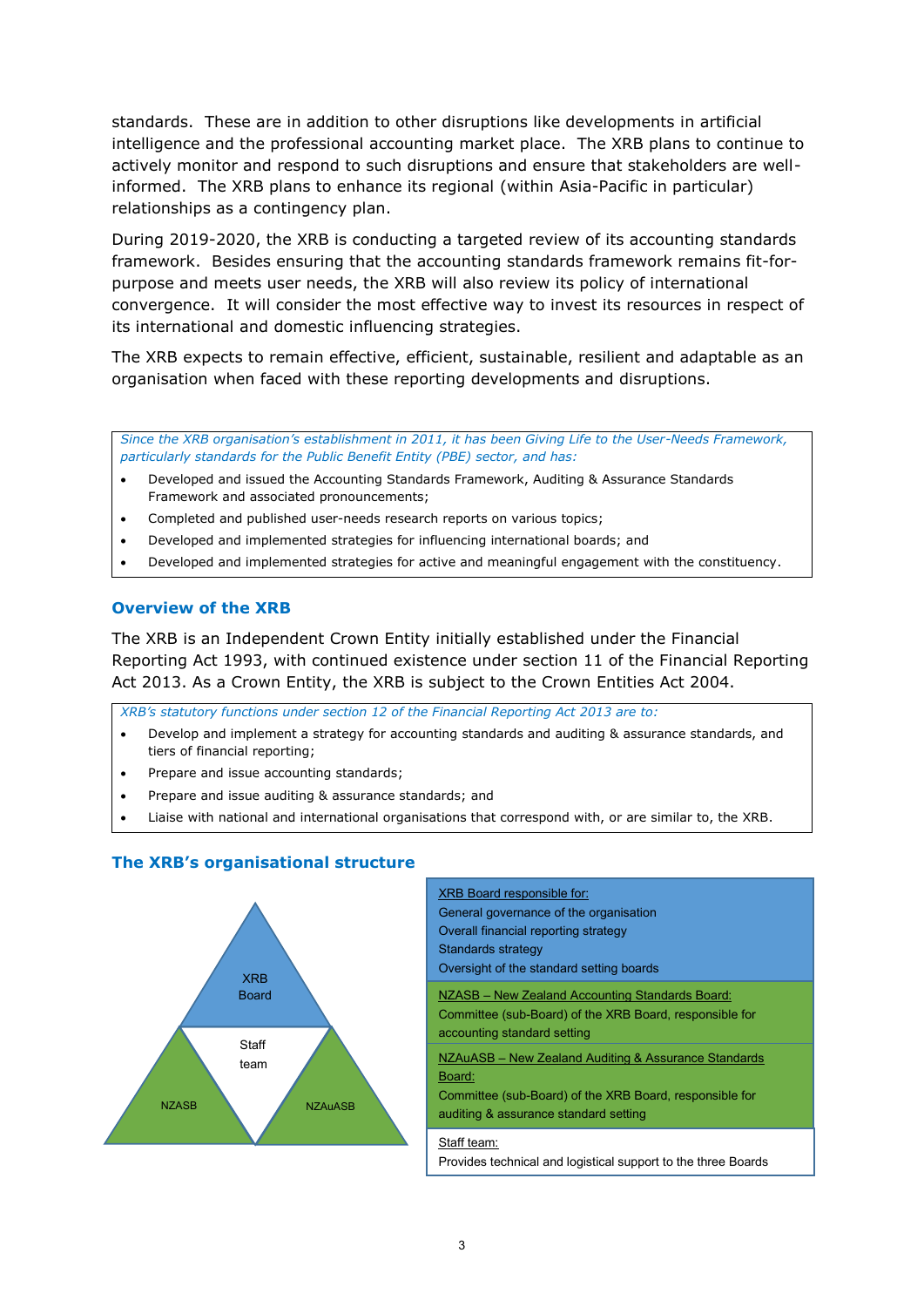standards. These are in addition to other disruptions like developments in artificial intelligence and the professional accounting market place. The XRB plans to continue to actively monitor and respond to such disruptions and ensure that stakeholders are well-informed. The XRB plans to enhance its regional (within Asia-Pacific in particular) relationships as a contingency plan.

During 2019-2020, the XRB is conducting a targeted review of its accounting standards framework. Besides ensuring that the accounting standards framework remains fit-for-purpose and meets user needs, the XRB will also review its policy of international convergence. It will consider the most effective way to invest its resources in respect of its international and domestic influencing strategies.

The XRB expects to remain effective, efficient, sustainable, resilient and adaptable as an organisation when faced with these reporting developments and disruptions.

*Since the XRB organisation's establishment in 2011, it has been Giving Life to the User-Needs Framework, particularly standards for the Public Benefit Entity (PBE) sector, and has:*

- Developed and issued the Accounting Standards Framework, Auditing & Assurance Standards Framework and associated pronouncements;
- Completed and published user-needs research reports on various topics;
- Developed and implemented strategies for influencing international boards; and
- Developed and implemented strategies for active and meaningful engagement with the constituency.

## Overview of the XRB

The XRB is an Independent Crown Entity initially established under the Financial Reporting Act 1993, with continued existence under section 11 of the Financial Reporting Act 2013. As a Crown Entity, the XRB is subject to the Crown Entities Act 2004.

*XRB's statutory functions under section 12 of the Financial Reporting Act 2013 are to:*

- Develop and implement a strategy for accounting standards and auditing & assurance standards, and tiers of financial reporting;
- Prepare and issue accounting standards;
- Prepare and issue auditing & assurance standards; and
- Liaise with national and international organisations that correspond with, or are similar to, the XRB.

## The XRB's organisational structure

XRB Board

Staff team

NZASB

NZAuASB

XRB Board responsible for:
General governance of the organisation
Overall financial reporting strategy
Standards strategy
Oversight of the standard setting boards

NZASB – New Zealand Accounting Standards Board:
Committee (sub-Board) of the XRB Board, responsible for accounting standard setting

NZAuASB – New Zealand Auditing & Assurance Standards Board:
Committee (sub-Board) of the XRB Board, responsible for auditing & assurance standard setting

Staff team:
Provides technical and logistical support to the three Boards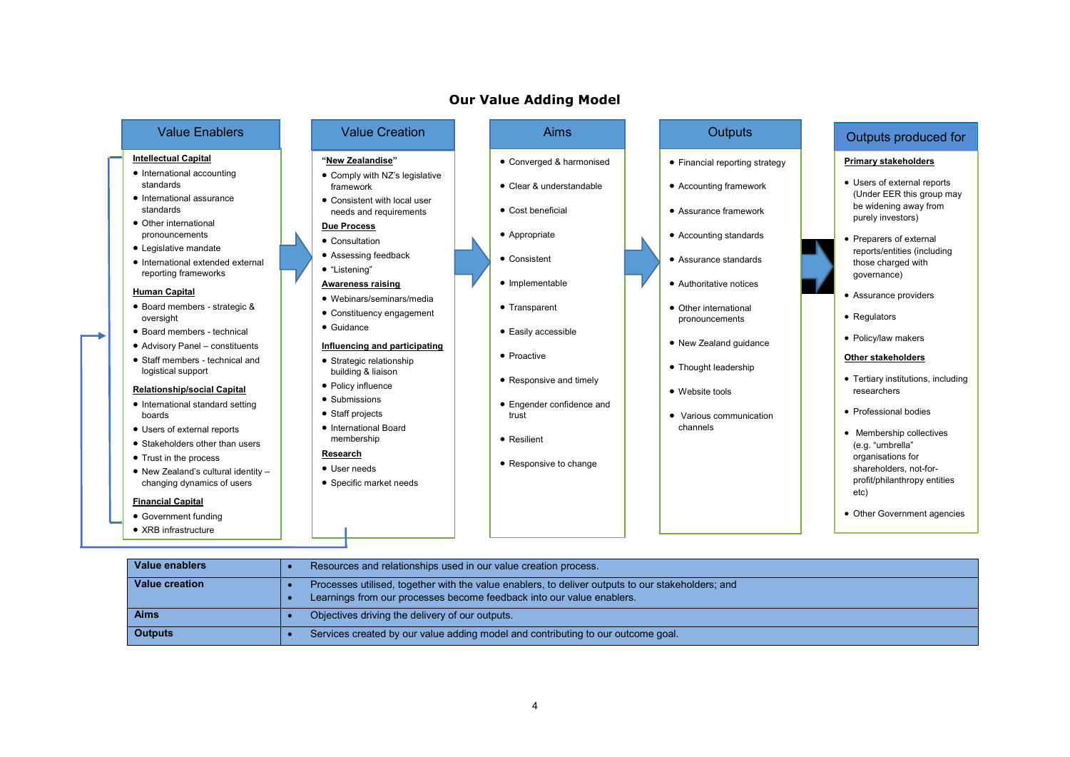# Our Value Adding Model

## Value Enablers

**Intellectual Capital**

- International accounting standards
- International assurance standards
- Other international pronouncements
- Legislative mandate
- International extended external reporting frameworks

**Human Capital**

- Board members - strategic & oversight
- Board members - technical
- Advisory Panel – constituents
- Staff members - technical and logistical support

**Relationship/social Capital**

- International standard setting boards
- Users of external reports
- Stakeholders other than users
- Trust in the process
- New Zealand's cultural identity – changing dynamics of users

**Financial Capital**

- Government funding
- XRB infrastructure

## Value Creation

**"New Zealandise"**

- Comply with NZ's legislative framework
- Consistent with local user needs and requirements

**Due Process**

- Consultation
- Assessing feedback
- "Listening"

**Awareness raising**

- Webinars/seminars/media
- Constituency engagement
- Guidance

**Influencing and participating**

- Strategic relationship building & liaison
- Policy influence
- Submissions
- Staff projects
- International Board membership

**Research**

- User needs
- Specific market needs

## Aims

- Converged & harmonised
- Clear & understandable
- Cost beneficial
- Appropriate
- Consistent
- Implementable
- Transparent
- Easily accessible
- Proactive
- Responsive and timely
- Engender confidence and trust
- Resilient
- Responsive to change

## Outputs

- Financial reporting strategy
- Accounting framework
- Assurance framework
- Accounting standards
- Assurance standards
- Authoritative notices
- Other international pronouncements
- New Zealand guidance
- Thought leadership
- Website tools
- Various communication channels

## Outputs produced for

**Primary stakeholders**

- Users of external reports (Under EER this group may be widening away from purely investors)
- Preparers of external reports/entities (including those charged with governance)
- Assurance providers
- Regulators
- Policy/law makers

**Other stakeholders**

- Tertiary institutions, including researchers
- Professional bodies
- Membership collectives (e.g. "umbrella" organisations for shareholders, not-for-profit/philanthropy entities etc)
- Other Government agencies

| | |
|---|---|
| **Value enablers** | • Resources and relationships used in our value creation process. |
| **Value creation** | • Processes utilised, together with the value enablers, to deliver outputs to our stakeholders; and<br>• Learnings from our processes become feedback into our value enablers. |
| **Aims** | • Objectives driving the delivery of our outputs. |
| **Outputs** | • Services created by our value adding model and contributing to our outcome goal. |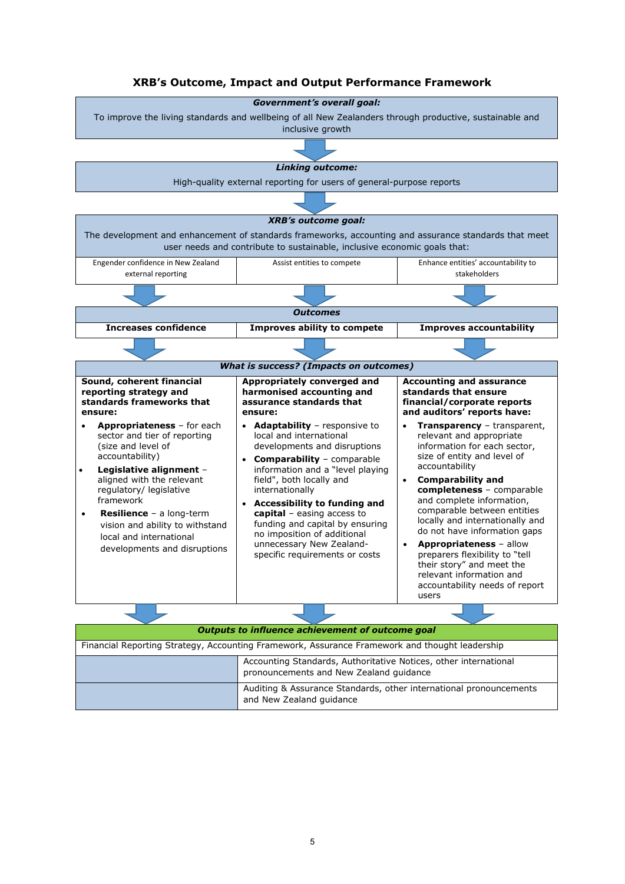# XRB's Outcome, Impact and Output Performance Framework

***Government's overall goal:***

To improve the living standards and wellbeing of all New Zealanders through productive, sustainable and inclusive growth

***Linking outcome:***

High-quality external reporting for users of general-purpose reports

***XRB's outcome goal:***

The development and enhancement of standards frameworks, accounting and assurance standards that meet user needs and contribute to sustainable, inclusive economic goals that:

| Engender confidence in New Zealand external reporting | Assist entities to compete | Enhance entities' accountability to stakeholders |
|---|---|---|

***Outcomes***

| **Increases confidence** | **Improves ability to compete** | **Improves accountability** |
|---|---|---|

***What is success? (Impacts on outcomes)***

| **Sound, coherent financial reporting strategy and standards frameworks that ensure:** | **Appropriately converged and harmonised accounting and assurance standards that ensure:** | **Accounting and assurance standards that ensure financial/corporate reports and auditors' reports have:** |
|---|---|---|
| • **Appropriateness** – for each sector and tier of reporting (size and level of accountability)<br>• **Legislative alignment** – aligned with the relevant regulatory/ legislative framework<br>• **Resilience** – a long-term vision and ability to withstand local and international developments and disruptions | • **Adaptability** – responsive to local and international developments and disruptions<br>• **Comparability** – comparable information and a "level playing field", both locally and internationally<br>• **Accessibility to funding and capital** – easing access to funding and capital by ensuring no imposition of additional unnecessary New Zealand-specific requirements or costs | • **Transparency** – transparent, relevant and appropriate information for each sector, size of entity and level of accountability<br>• **Comparability and completeness** – comparable and complete information, comparable between entities locally and internationally and do not have information gaps<br>• **Appropriateness** – allow preparers flexibility to "tell their story" and meet the relevant information and accountability needs of report users |

***Outputs to influence achievement of outcome goal***

| Financial Reporting Strategy, Accounting Framework, Assurance Framework and thought leadership | |
|---|---|
| | Accounting Standards, Authoritative Notices, other international pronouncements and New Zealand guidance |
| | Auditing & Assurance Standards, other international pronouncements and New Zealand guidance |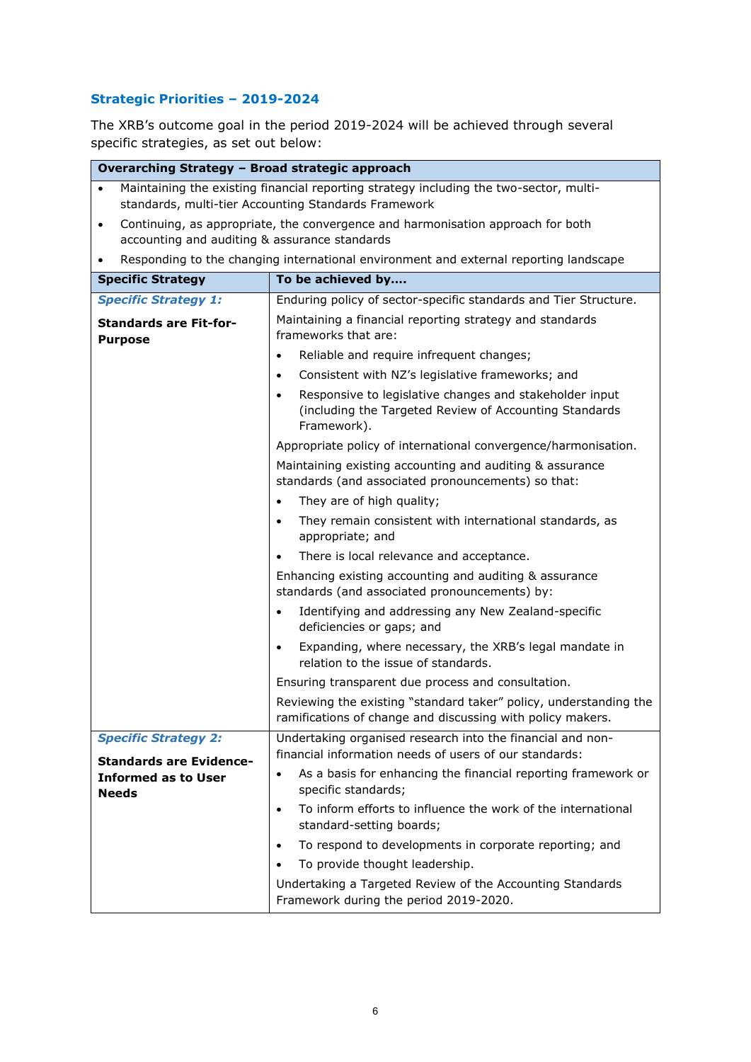### Strategic Priorities – 2019-2024

The XRB's outcome goal in the period 2019-2024 will be achieved through several specific strategies, as set out below:

| **Overarching Strategy – Broad strategic approach** | |
|---|---|
| • Maintaining the existing financial reporting strategy including the two-sector, multi-standards, multi-tier Accounting Standards Framework<br>• Continuing, as appropriate, the convergence and harmonisation approach for both accounting and auditing & assurance standards<br>• Responding to the changing international environment and external reporting landscape | |
| **Specific Strategy** | **To be achieved by….** |
| ***Specific Strategy 1:***<br><br>**Standards are Fit-for-Purpose** | Enduring policy of sector-specific standards and Tier Structure.<br><br>Maintaining a financial reporting strategy and standards frameworks that are:<br>• Reliable and require infrequent changes;<br>• Consistent with NZ's legislative frameworks; and<br>• Responsive to legislative changes and stakeholder input (including the Targeted Review of Accounting Standards Framework).<br><br>Appropriate policy of international convergence/harmonisation.<br><br>Maintaining existing accounting and auditing & assurance standards (and associated pronouncements) so that:<br>• They are of high quality;<br>• They remain consistent with international standards, as appropriate; and<br>• There is local relevance and acceptance.<br><br>Enhancing existing accounting and auditing & assurance standards (and associated pronouncements) by:<br>• Identifying and addressing any New Zealand-specific deficiencies or gaps; and<br>• Expanding, where necessary, the XRB's legal mandate in relation to the issue of standards.<br><br>Ensuring transparent due process and consultation.<br><br>Reviewing the existing "standard taker" policy, understanding the ramifications of change and discussing with policy makers. |
| ***Specific Strategy 2:***<br><br>**Standards are Evidence-Informed as to User Needs** | Undertaking organised research into the financial and non-financial information needs of users of our standards:<br>• As a basis for enhancing the financial reporting framework or specific standards;<br>• To inform efforts to influence the work of the international standard-setting boards;<br>• To respond to developments in corporate reporting; and<br>• To provide thought leadership.<br><br>Undertaking a Targeted Review of the Accounting Standards Framework during the period 2019-2020. |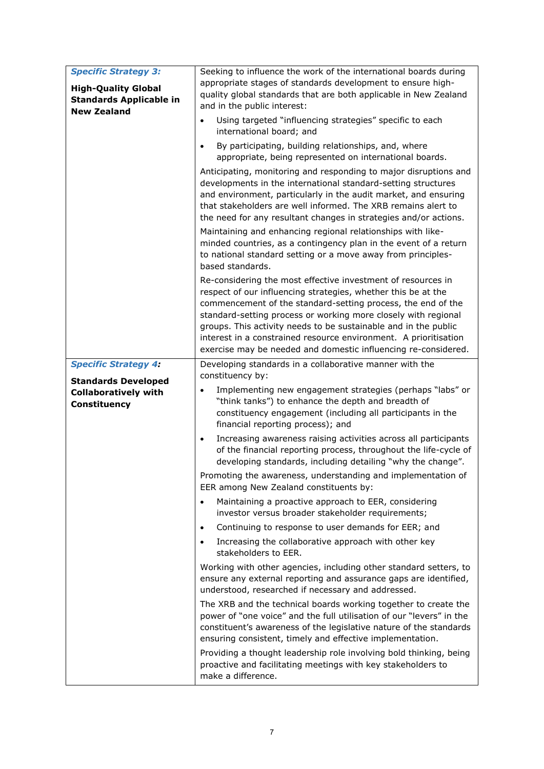| | |
|---|---|
| ***Specific Strategy 3:*** **High-Quality Global Standards Applicable in New Zealand** | Seeking to influence the work of the international boards during appropriate stages of standards development to ensure high-quality global standards that are both applicable in New Zealand and in the public interest: <br>• Using targeted "influencing strategies" specific to each international board; and <br>• By participating, building relationships, and, where appropriate, being represented on international boards. <br>Anticipating, monitoring and responding to major disruptions and developments in the international standard-setting structures and environment, particularly in the audit market, and ensuring that stakeholders are well informed. The XRB remains alert to the need for any resultant changes in strategies and/or actions. <br>Maintaining and enhancing regional relationships with like-minded countries, as a contingency plan in the event of a return to national standard setting or a move away from principles-based standards. <br>Re-considering the most effective investment of resources in respect of our influencing strategies, whether this be at the commencement of the standard-setting process, the end of the standard-setting process or working more closely with regional groups. This activity needs to be sustainable and in the public interest in a constrained resource environment. A prioritisation exercise may be needed and domestic influencing re-considered. |
| ***Specific Strategy 4:*** **Standards Developed Collaboratively with Constituency** | Developing standards in a collaborative manner with the constituency by: <br>• Implementing new engagement strategies (perhaps "labs" or "think tanks") to enhance the depth and breadth of constituency engagement (including all participants in the financial reporting process); and <br>• Increasing awareness raising activities across all participants of the financial reporting process, throughout the life-cycle of developing standards, including detailing "why the change". <br>Promoting the awareness, understanding and implementation of EER among New Zealand constituents by: <br>• Maintaining a proactive approach to EER, considering investor versus broader stakeholder requirements; <br>• Continuing to response to user demands for EER; and <br>• Increasing the collaborative approach with other key stakeholders to EER. <br>Working with other agencies, including other standard setters, to ensure any external reporting and assurance gaps are identified, understood, researched if necessary and addressed. <br>The XRB and the technical boards working together to create the power of "one voice" and the full utilisation of our "levers" in the constituent's awareness of the legislative nature of the standards ensuring consistent, timely and effective implementation. <br>Providing a thought leadership role involving bold thinking, being proactive and facilitating meetings with key stakeholders to make a difference. |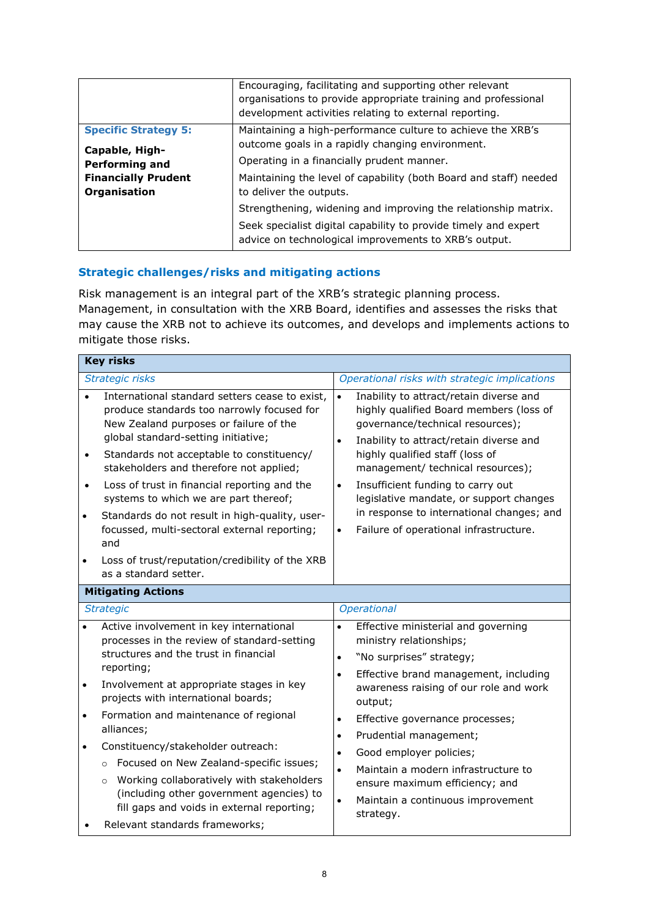| | |
|---|---|
| | Encouraging, facilitating and supporting other relevant organisations to provide appropriate training and professional development activities relating to external reporting. |
| **Specific Strategy 5:** <br> **Capable, High-Performing and Financially Prudent Organisation** | Maintaining a high-performance culture to achieve the XRB's outcome goals in a rapidly changing environment. <br> Operating in a financially prudent manner. <br> Maintaining the level of capability (both Board and staff) needed to deliver the outputs. <br> Strengthening, widening and improving the relationship matrix. <br> Seek specialist digital capability to provide timely and expert advice on technological improvements to XRB's output. |

## Strategic challenges/risks and mitigating actions

Risk management is an integral part of the XRB's strategic planning process. Management, in consultation with the XRB Board, identifies and assesses the risks that may cause the XRB not to achieve its outcomes, and develops and implements actions to mitigate those risks.

| **Key risks** | |
|---|---|
| *Strategic risks* | *Operational risks with strategic implications* |
| • International standard setters cease to exist, produce standards too narrowly focused for New Zealand purposes or failure of the global standard-setting initiative; <br> • Standards not acceptable to constituency/ stakeholders and therefore not applied; <br> • Loss of trust in financial reporting and the systems to which we are part thereof; <br> • Standards do not result in high-quality, user-focussed, multi-sectoral external reporting; and <br> • Loss of trust/reputation/credibility of the XRB as a standard setter. | • Inability to attract/retain diverse and highly qualified Board members (loss of governance/technical resources); <br> • Inability to attract/retain diverse and highly qualified staff (loss of management/ technical resources); <br> • Insufficient funding to carry out legislative mandate, or support changes in response to international changes; and <br> • Failure of operational infrastructure. |
| **Mitigating Actions** | |
| *Strategic* | *Operational* |
| • Active involvement in key international processes in the review of standard-setting structures and the trust in financial reporting; <br> • Involvement at appropriate stages in key projects with international boards; <br> • Formation and maintenance of regional alliances; <br> • Constituency/stakeholder outreach: <br> ○ Focused on New Zealand-specific issues; <br> ○ Working collaboratively with stakeholders (including other government agencies) to fill gaps and voids in external reporting; <br> • Relevant standards frameworks; | • Effective ministerial and governing ministry relationships; <br> • "No surprises" strategy; <br> • Effective brand management, including awareness raising of our role and work output; <br> • Effective governance processes; <br> • Prudential management; <br> • Good employer policies; <br> • Maintain a modern infrastructure to ensure maximum efficiency; and <br> • Maintain a continuous improvement strategy. |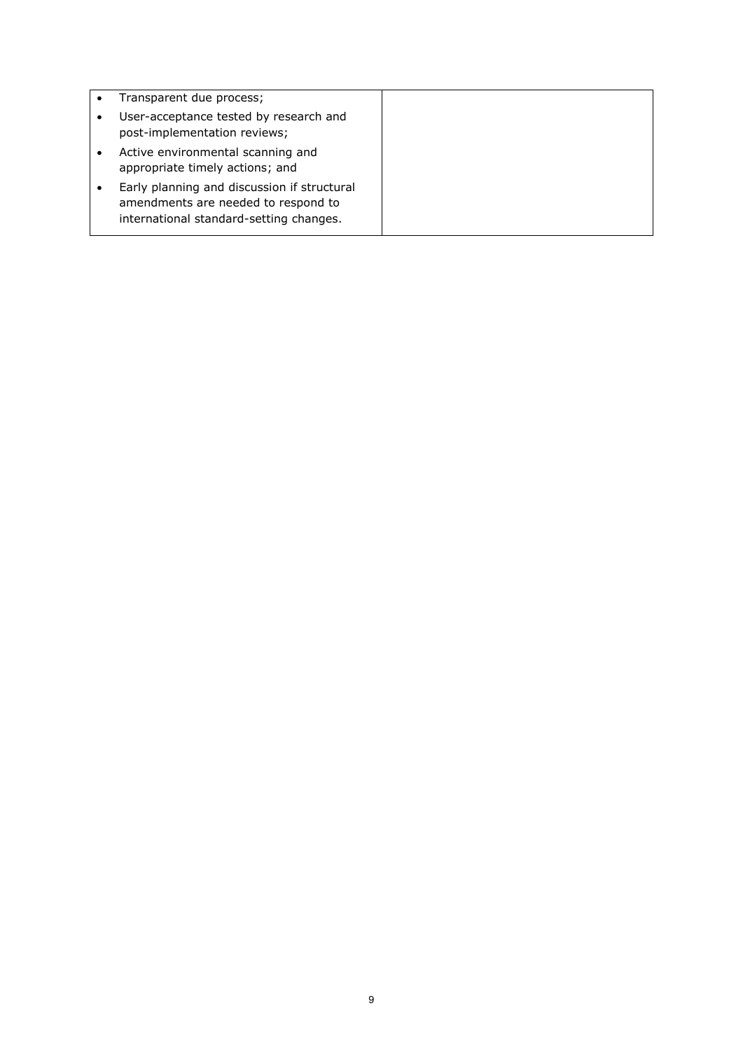| | |
|---|---|
| • Transparent due process;<br>• User-acceptance tested by research and post-implementation reviews;<br>• Active environmental scanning and appropriate timely actions; and<br>• Early planning and discussion if structural amendments are needed to respond to international standard-setting changes. | |